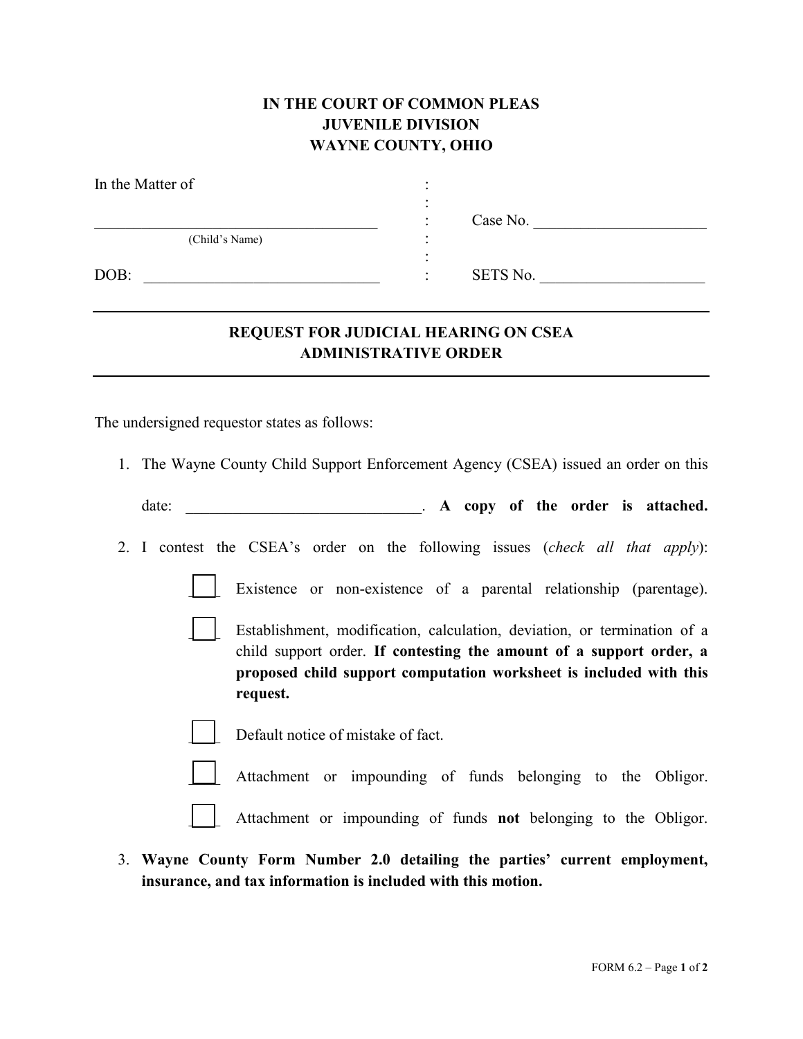**IN THE COURT OF COMMON PLEAS**
**JUVENILE DIVISION**
**WAYNE COUNTY, OHIO**

In the Matter of

\_\_\_\_\_\_\_\_\_\_\_\_\_\_\_\_\_\_\_\_\_\_\_\_\_\_\_\_\_\_\_\_\_\_\_\_ : Case No. \_\_\_\_\_\_\_\_\_\_\_\_\_\_\_\_\_\_\_\_\_\_
(Child's Name)

DOB: \_\_\_\_\_\_\_\_\_\_\_\_\_\_\_\_\_\_\_\_\_\_\_\_\_\_\_\_\_\_ : SETS No. \_\_\_\_\_\_\_\_\_\_\_\_\_\_\_\_\_\_\_\_\_

---

## REQUEST FOR JUDICIAL HEARING ON CSEA ADMINISTRATIVE ORDER

---

The undersigned requestor states as follows:

1. The Wayne County Child Support Enforcement Agency (CSEA) issued an order on this date: \_\_\_\_\_\_\_\_\_\_\_\_\_\_\_\_\_\_\_\_\_\_\_\_\_\_\_\_\_\_. **A copy of the order is attached.**

2. I contest the CSEA's order on the following issues (*check all that apply*):

   ☐ Existence or non-existence of a parental relationship (parentage).

   ☐ Establishment, modification, calculation, deviation, or termination of a child support order. **If contesting the amount of a support order, a proposed child support computation worksheet is included with this request.**

   ☐ Default notice of mistake of fact.

   ☐ Attachment or impounding of funds belonging to the Obligor.

   ☐ Attachment or impounding of funds **not** belonging to the Obligor.

3. **Wayne County Form Number 2.0 detailing the parties' current employment, insurance, and tax information is included with this motion.**

FORM 6.2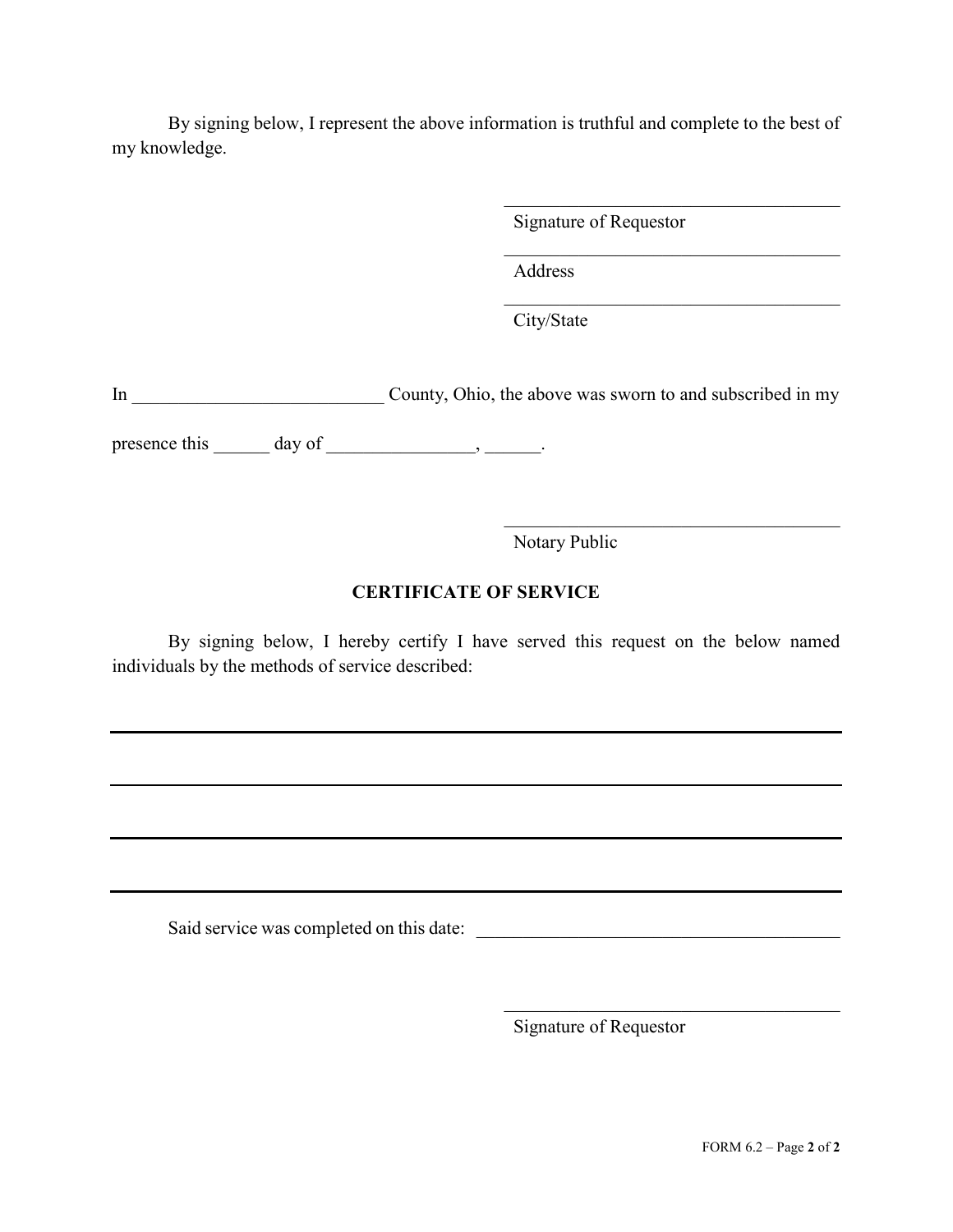By signing below, I represent the above information is truthful and complete to the best of my knowledge.

_____________________________________
Signature of Requestor

_____________________________________
Address

_____________________________________
City/State

In ___________________________ County, Ohio, the above was sworn to and subscribed in my presence this ______ day of ________________, ______.

_____________________________________
Notary Public

**CERTIFICATE OF SERVICE**

By signing below, I hereby certify I have served this request on the below named individuals by the methods of service described:

_____________________________________________________________________________

_____________________________________________________________________________

_____________________________________________________________________________

_____________________________________________________________________________

Said service was completed on this date: ________________________________________

_____________________________________
Signature of Requestor

FORM 6.2